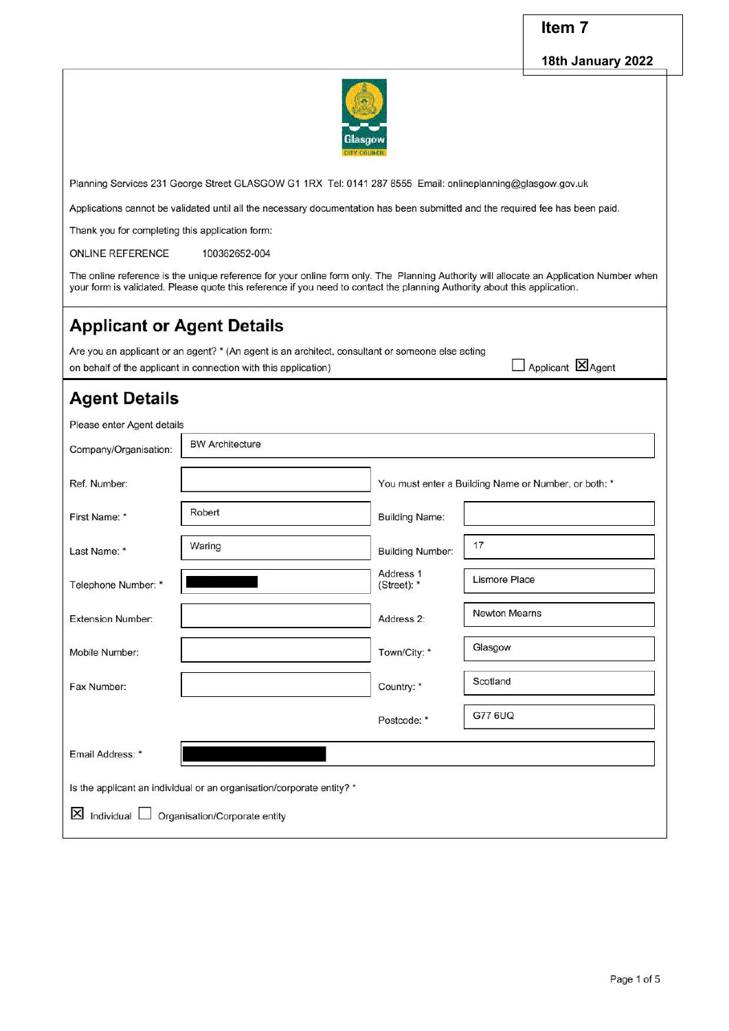**Item 7**

**18th January 2022**

Planning Services 231 George Street GLASGOW G1 1RX Tel: 0141 287 8555 Email: onlineplanning@glasgow.gov.uk

Applications cannot be validated until all the necessary documentation has been submitted and the required fee has been paid.

Thank you for completing this application form:

ONLINE REFERENCE 100362652-004

The online reference is the unique reference for your online form only. The Planning Authority will allocate an Application Number when your form is validated. Please quote this reference if you need to contact the planning Authority about this application.

## Applicant or Agent Details

Are you an applicant or an agent? * (An agent is an architect, consultant or someone else acting on behalf of the applicant in connection with this application)

☐ Applicant ☒ Agent

## Agent Details

Please enter Agent details

| | | | |
|---|---|---|---|
| Company/Organisation: | BW Architecture | | |
| Ref. Number: | | You must enter a Building Name or Number, or both: * | |
| First Name: * | Robert | Building Name: | |
| Last Name: * | Waring | Building Number: | 17 |
| Telephone Number: * | ████ | Address 1 (Street): * | Lismore Place |
| Extension Number: | | Address 2: | Newton Mearns |
| Mobile Number: | | Town/City: * | Glasgow |
| Fax Number: | | Country: * | Scotland |
| | | Postcode: * | G77 6UQ |
| Email Address: * | ████ | | |

Is the applicant an individual or an organisation/corporate entity? *

☒ Individual ☐ Organisation/Corporate entity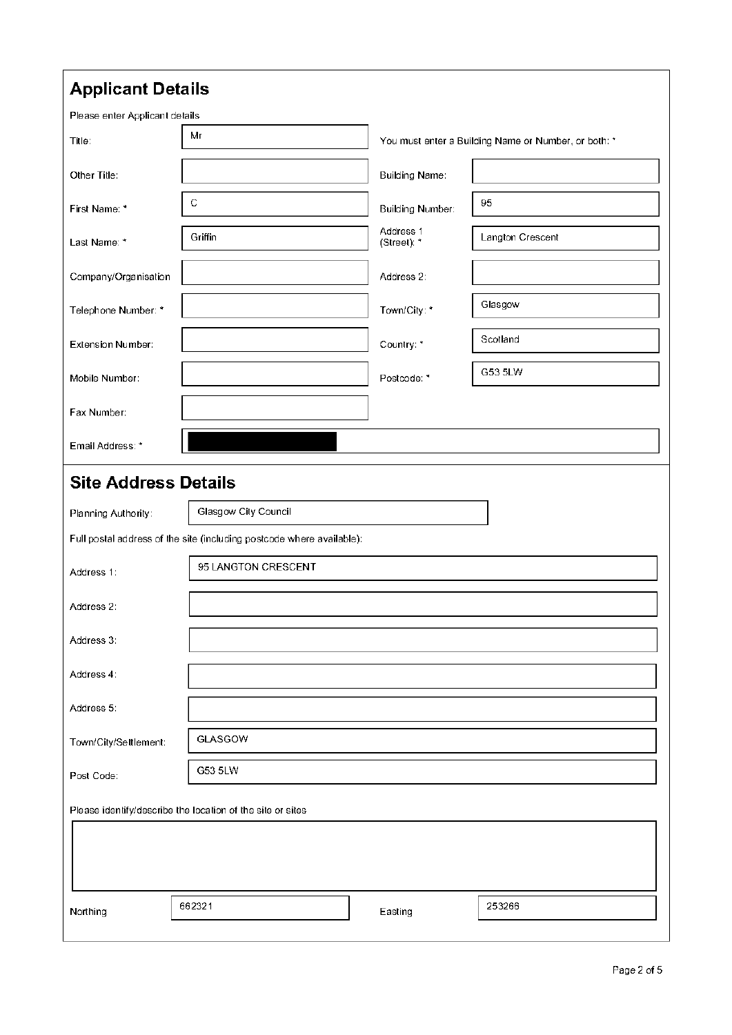## Applicant Details

Please enter Applicant details

| Field | Value | Field | Value |
|---|---|---|---|
| Title: | Mr | You must enter a Building Name or Number, or both: * | |
| Other Title: | | Building Name: | |
| First Name: * | C | Building Number: | 95 |
| Last Name: * | Griffin | Address 1 (Street): * | Langton Crescent |
| Company/Organisation | | Address 2: | |
| Telephone Number: * | | Town/City: * | Glasgow |
| Extension Number: | | Country: * | Scotland |
| Mobile Number: | | Postcode: * | G53 5LW |
| Fax Number: | | | |
| Email Address: * | | | |

## Site Address Details

| Field | Value |
|---|---|
| Planning Authority: | Glasgow City Council |

Full postal address of the site (including postcode where available):

| Field | Value |
|---|---|
| Address 1: | 95 LANGTON CRESCENT |
| Address 2: | |
| Address 3: | |
| Address 4: | |
| Address 5: | |
| Town/City/Settlement: | GLASGOW |
| Post Code: | G53 5LW |

Please identify/describe the location of the site or sites

| Northing | 662321 | Easting | 253266 |
|---|---|---|---|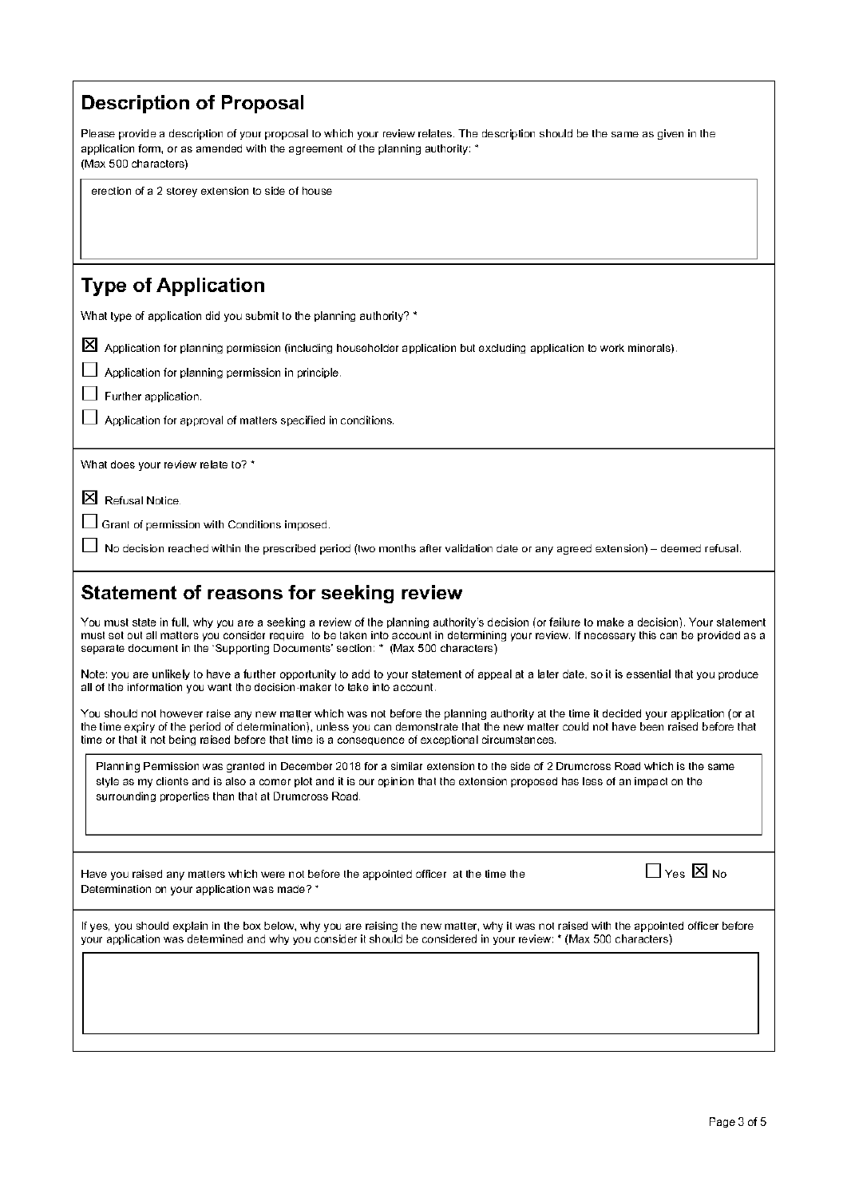## Description of Proposal

Please provide a description of your proposal to which your review relates. The description should be the same as given in the application form, or as amended with the agreement of the planning authority: *
(Max 500 characters)

erection of a 2 storey extension to side of house

## Type of Application

What type of application did you submit to the planning authority? *

☒ Application for planning permission (including householder application but excluding application to work minerals).

☐ Application for planning permission in principle.

☐ Further application.

☐ Application for approval of matters specified in conditions.

What does your review relate to? *

☒ Refusal Notice.

☐ Grant of permission with Conditions imposed.

☐ No decision reached within the prescribed period (two months after validation date or any agreed extension) – deemed refusal.

## Statement of reasons for seeking review

You must state in full, why you are a seeking a review of the planning authority's decision (or failure to make a decision). Your statement must set out all matters you consider require to be taken into account in determining your review. If necessary this can be provided as a separate document in the 'Supporting Documents' section: * (Max 500 characters)

Note: you are unlikely to have a further opportunity to add to your statement of appeal at a later date, so it is essential that you produce all of the information you want the decision-maker to take into account.

You should not however raise any new matter which was not before the planning authority at the time it decided your application (or at the time expiry of the period of determination), unless you can demonstrate that the new matter could not have been raised before that time or that it not being raised before that time is a consequence of exceptional circumstances.

Planning Permission was granted in December 2018 for a similar extension to the side of 2 Drumcross Road which is the same style as my clients and is also a corner plot and it is our opinion that the extension proposed has less of an impact on the surrounding properties than that at Drumcross Road.

Have you raised any matters which were not before the appointed officer at the time the Determination on your application was made? * ☐ Yes ☒ No

If yes, you should explain in the box below, why you are raising the new matter, why it was not raised with the appointed officer before your application was determined and why you consider it should be considered in your review: * (Max 500 characters)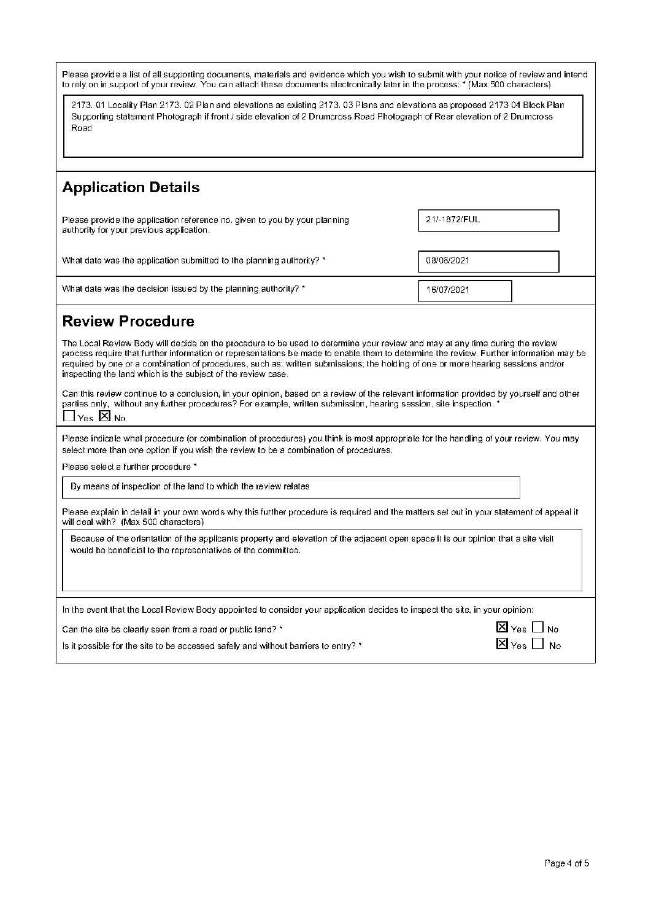Please provide a list of all supporting documents, materials and evidence which you wish to submit with your notice of review and intend to rely on in support of your review. You can attach these documents electronically later in the process: * (Max 500 characters)

2173. 01 Locality Plan 2173. 02 Plan and elevations as existing 2173. 03 Plans and elevations as proposed 2173 04 Block Plan Supporting statement Photograph if front / side elevation of 2 Drumcross Road Photograph of Rear elevation of 2 Drumcross Road

## Application Details

| | |
|---|---|
| Please provide the application reference no. given to you by your planning authority for your previous application. | 21/-1872/FUL |
| What date was the application submitted to the planning authority? * | 08/06/2021 |
| What date was the decision issued by the planning authority? * | 16/07/2021 |

## Review Procedure

The Local Review Body will decide on the procedure to be used to determine your review and may at any time during the review process require that further information or representations be made to enable them to determine the review. Further information may be required by one or a combination of procedures, such as: written submissions; the holding of one or more hearing sessions and/or inspecting the land which is the subject of the review case.

Can this review continue to a conclusion, in your opinion, based on a review of the relevant information provided by yourself and other parties only, without any further procedures? For example, written submission, hearing session, site inspection. *

☐ Yes ☒ No

Please indicate what procedure (or combination of procedures) you think is most appropriate for the handling of your review. You may select more than one option if you wish the review to be a combination of procedures.

Please select a further procedure *

By means of inspection of the land to which the review relates

Please explain in detail in your own words why this further procedure is required and the matters set out in your statement of appeal it will deal with? (Max 500 characters)

Because of the orientation of the applicants property and elevation of the adjacent open space it is our opinion that a site visit would be beneficial to the representatives of the committee.

In the event that the Local Review Body appointed to consider your application decides to inspect the site, in your opinion:

| | |
|---|---|
| Can the site be clearly seen from a road or public land? * | ☒ Yes ☐ No |
| Is it possible for the site to be accessed safely and without barriers to entry? * | ☒ Yes ☐ No |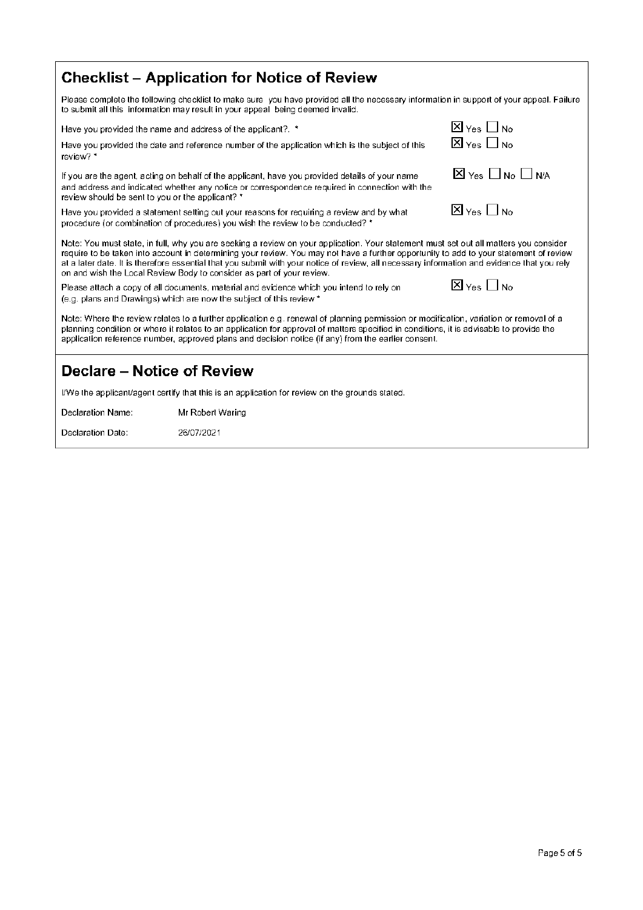## Checklist – Application for Notice of Review

Please complete the following checklist to make sure you have provided all the necessary information in support of your appeal. Failure to submit all this information may result in your appeal being deemed invalid.

| | |
|---|---|
| Have you provided the name and address of the applicant?. * | ☒ Yes ☐ No |
| Have you provided the date and reference number of the application which is the subject of this review? * | ☒ Yes ☐ No |
| If you are the agent, acting on behalf of the applicant, have you provided details of your name and address and indicated whether any notice or correspondence required in connection with the review should be sent to you or the applicant? * | ☒ Yes ☐ No ☐ N/A |
| Have you provided a statement setting out your reasons for requiring a review and by what procedure (or combination of procedures) you wish the review to be conducted? * | ☒ Yes ☐ No |

Note: You must state, in full, why you are seeking a review on your application. Your statement must set out all matters you consider require to be taken into account in determining your review. You may not have a further opportunity to add to your statement of review at a later date. It is therefore essential that you submit with your notice of review, all necessary information and evidence that you rely on and wish the Local Review Body to consider as part of your review.

| | |
|---|---|
| Please attach a copy of all documents, material and evidence which you intend to rely on (e.g. plans and Drawings) which are now the subject of this review * | ☒ Yes ☐ No |

Note: Where the review relates to a further application e.g. renewal of planning permission or modification, variation or removal of a planning condition or where it relates to an application for approval of matters specified in conditions, it is advisable to provide the application reference number, approved plans and decision notice (if any) from the earlier consent.

## Declare – Notice of Review

I/We the applicant/agent certify that this is an application for review on the grounds stated.

Declaration Name: Mr Robert Waring

Declaration Date: 26/07/2021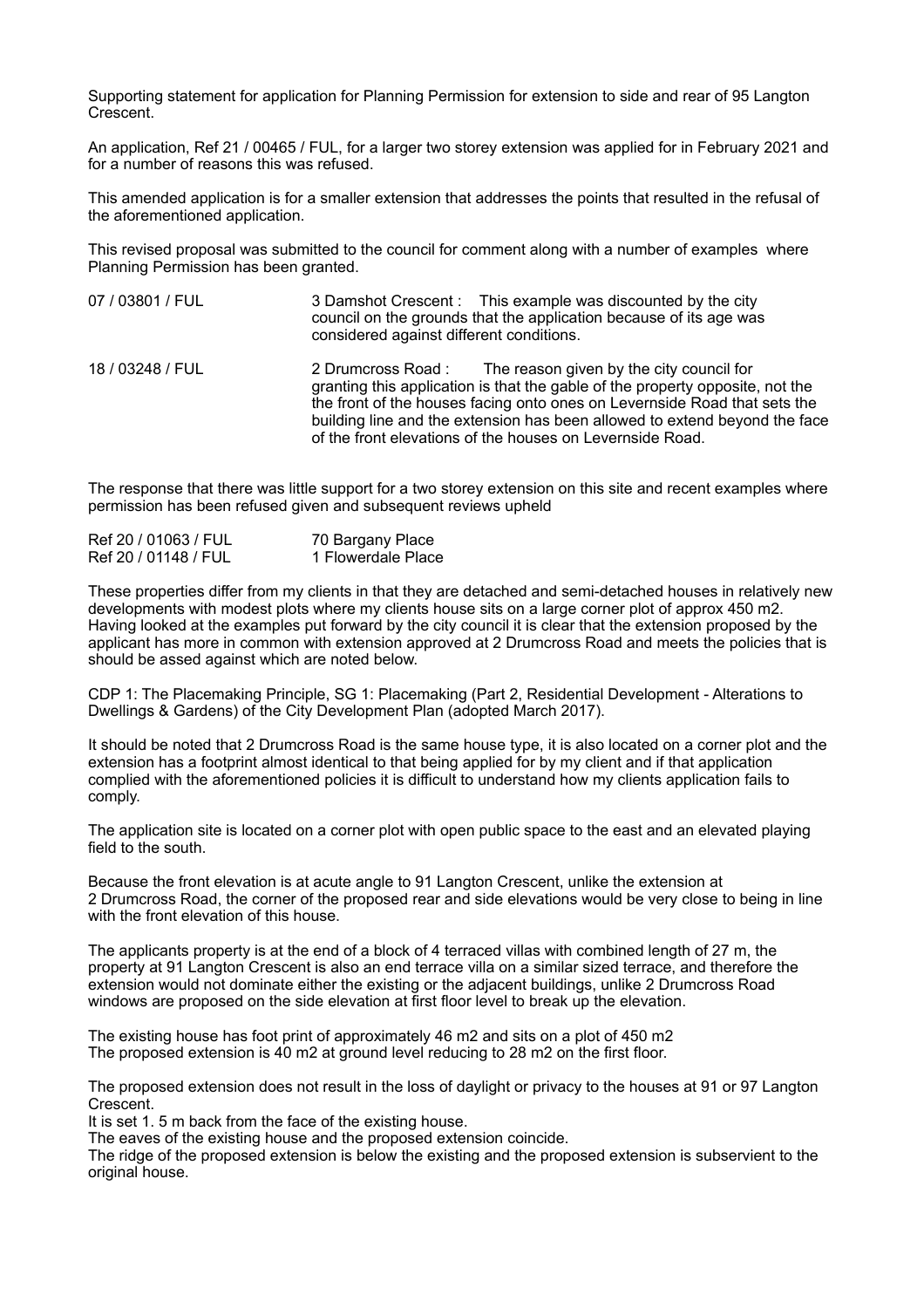Supporting statement for application for Planning Permission for extension to side and rear of 95 Langton Crescent.

An application, Ref 21 / 00465 / FUL, for a larger two storey extension was applied for in February 2021 and for a number of reasons this was refused.

This amended application is for a smaller extension that addresses the points that resulted in the refusal of the aforementioned application.

This revised proposal was submitted to the council for comment along with a number of examples where Planning Permission has been granted.

| | |
|---|---|
| 07 / 03801 / FUL | 3 Damshot Crescent : This example was discounted by the city council on the grounds that the application because of its age was considered against different conditions. |
| 18 / 03248 / FUL | 2 Drumcross Road : The reason given by the city council for granting this application is that the gable of the property opposite, not the the front of the houses facing onto ones on Levernside Road that sets the building line and the extension has been allowed to extend beyond the face of the front elevations of the houses on Levernside Road. |

The response that there was little support for a two storey extension on this site and recent examples where permission has been refused given and subsequent reviews upheld

| | |
|---|---|
| Ref 20 / 01063 / FUL | 70 Bargany Place |
| Ref 20 / 01148 / FUL | 1 Flowerdale Place |

These properties differ from my clients in that they are detached and semi-detached houses in relatively new developments with modest plots where my clients house sits on a large corner plot of approx 450 m2. Having looked at the examples put forward by the city council it is clear that the extension proposed by the applicant has more in common with extension approved at 2 Drumcross Road and meets the policies that is should be assed against which are noted below.

CDP 1: The Placemaking Principle, SG 1: Placemaking (Part 2, Residential Development - Alterations to Dwellings & Gardens) of the City Development Plan (adopted March 2017).

It should be noted that 2 Drumcross Road is the same house type, it is also located on a corner plot and the extension has a footprint almost identical to that being applied for by my client and if that application complied with the aforementioned policies it is difficult to understand how my clients application fails to comply.

The application site is located on a corner plot with open public space to the east and an elevated playing field to the south.

Because the front elevation is at acute angle to 91 Langton Crescent, unlike the extension at 2 Drumcross Road, the corner of the proposed rear and side elevations would be very close to being in line with the front elevation of this house.

The applicants property is at the end of a block of 4 terraced villas with combined length of 27 m, the property at 91 Langton Crescent is also an end terrace villa on a similar sized terrace, and therefore the extension would not dominate either the existing or the adjacent buildings, unlike 2 Drumcross Road windows are proposed on the side elevation at first floor level to break up the elevation.

The existing house has foot print of approximately 46 m2 and sits on a plot of 450 m2
The proposed extension is 40 m2 at ground level reducing to 28 m2 on the first floor.

The proposed extension does not result in the loss of daylight or privacy to the houses at 91 or 97 Langton Crescent.
It is set 1. 5 m back from the face of the existing house.
The eaves of the existing house and the proposed extension coincide.
The ridge of the proposed extension is below the existing and the proposed extension is subservient to the original house.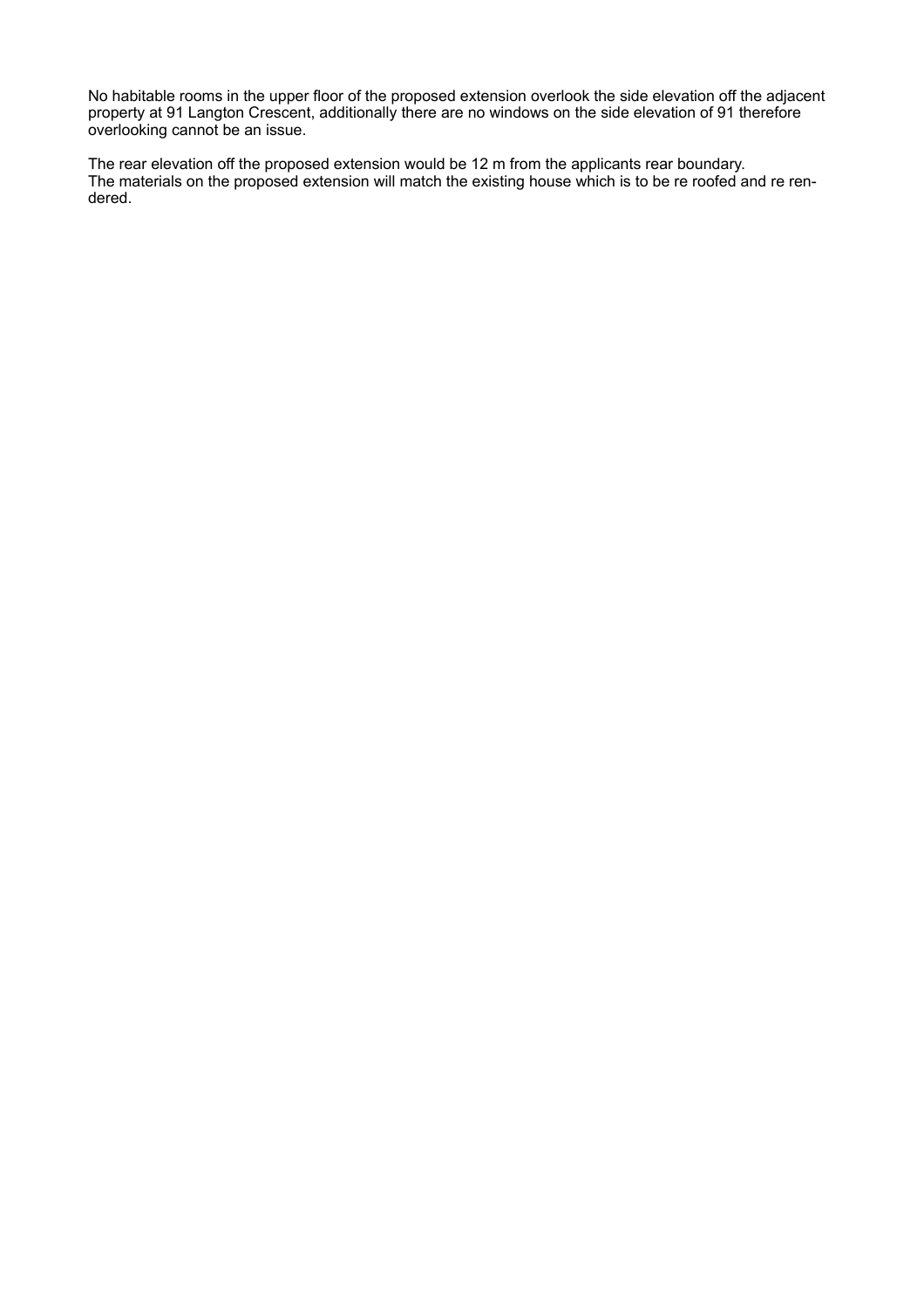No habitable rooms in the upper floor of the proposed extension overlook the side elevation off the adjacent property at 91 Langton Crescent, additionally there are no windows on the side elevation of 91 therefore overlooking cannot be an issue.

The rear elevation off the proposed extension would be 12 m from the applicants rear boundary.
The materials on the proposed extension will match the existing house which is to be re roofed and re rendered.